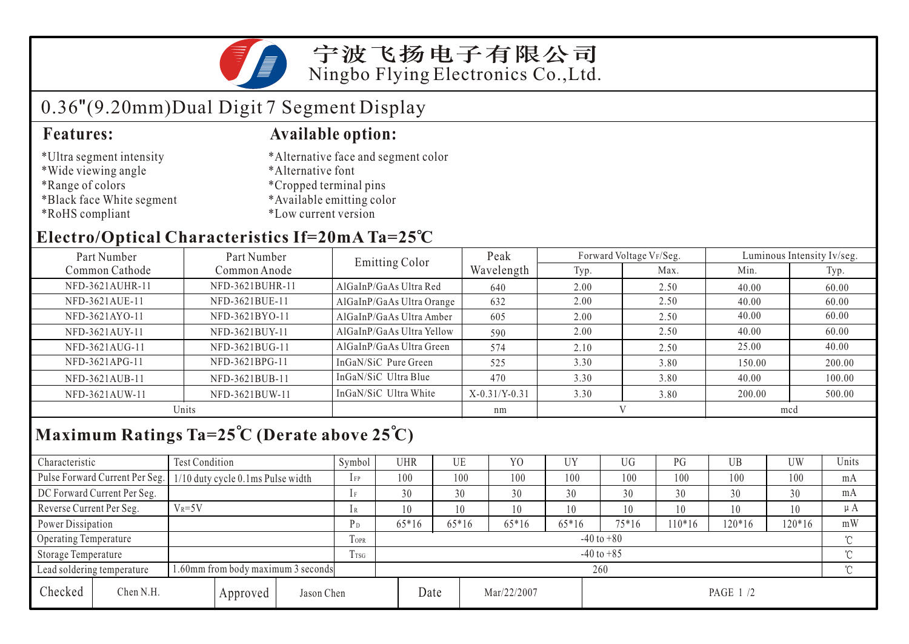# 宁波飞扬电子有限公司
Ningbo Flying Electronics Co.,Ltd.

## 0.36"(9.20mm)Dual Digit 7 Segment Display

### Features:

*Ultra segment intensity
*Wide viewing angle
*Range of colors
*Black face White segment
*RoHS compliant

### Available option:

*Alternative face and segment color
*Alternative font
*Cropped terminal pins
*Available emitting color
*Low current version

## Electro/Optical Characteristics If=20mA Ta=25℃

| Part Number Common Cathode | Part Number Common Anode | Emitting Color | Peak Wavelength | Forward Voltage $V_F$/Seg. | | Luminous Intensity Iv/seg. | |
|---|---|---|---|---|---|---|---|
| | | | | Typ. | Max. | Min. | Typ. |
| NFD-3621AUHR-11 | NFD-3621BUHR-11 | AlGaInP/GaAs Ultra Red | 640 | 2.00 | 2.50 | 40.00 | 60.00 |
| NFD-3621AUE-11 | NFD-3621BUE-11 | AlGaInP/GaAs Ultra Orange | 632 | 2.00 | 2.50 | 40.00 | 60.00 |
| NFD-3621AYO-11 | NFD-3621BYO-11 | AlGaInP/GaAs Ultra Amber | 605 | 2.00 | 2.50 | 40.00 | 60.00 |
| NFD-3621AUY-11 | NFD-3621BUY-11 | AlGaInP/GaAs Ultra Yellow | 590 | 2.00 | 2.50 | 40.00 | 60.00 |
| NFD-3621AUG-11 | NFD-3621BUG-11 | AlGaInP/GaAs Ultra Green | 574 | 2.10 | 2.50 | 25.00 | 40.00 |
| NFD-3621APG-11 | NFD-3621BPG-11 | InGaN/SiC Pure Green | 525 | 3.30 | 3.80 | 150.00 | 200.00 |
| NFD-3621AUB-11 | NFD-3621BUB-11 | InGaN/SiC Ultra Blue | 470 | 3.30 | 3.80 | 40.00 | 100.00 |
| NFD-3621AUW-11 | NFD-3621BUW-11 | InGaN/SiC Ultra White | X-0.31/Y-0.31 | 3.30 | 3.80 | 200.00 | 500.00 |
| Units | | | nm | V | | mcd | |

## Maximum Ratings Ta=25℃ (Derate above 25℃)

| Characteristic | Test Condition | Symbol | UHR | UE | YO | UY | UG | PG | UB | UW | Units |
|---|---|---|---|---|---|---|---|---|---|---|---|
| Pulse Forward Current Per Seg. | 1/10 duty cycle 0.1ms Pulse width | $I_{FP}$ | 100 | 100 | 100 | 100 | 100 | 100 | 100 | 100 | mA |
| DC Forward Current Per Seg. | | $I_F$ | 30 | 30 | 30 | 30 | 30 | 30 | 30 | 30 | mA |
| Reverse Current Per Seg. | $V_R$=5V | $I_R$ | 10 | 10 | 10 | 10 | 10 | 10 | 10 | 10 | μA |
| Power Dissipation | | $P_D$ | 65*16 | 65*16 | 65*16 | 65*16 | 75*16 | 110*16 | 120*16 | 120*16 | mW |
| Operating Temperature | | $T_{OPR}$ | -40 to +80 | | | | | | | | ℃ |
| Storage Temperature | | $T_{TSG}$ | -40 to +85 | | | | | | | | ℃ |
| Lead soldering temperature | 1.60mm from body maximum 3 seconds | | 260 | | | | | | | | ℃ |

| Checked | Chen N.H. | Approved | Jason Chen | Date | Mar/22/2007 |
|---|---|---|---|---|---|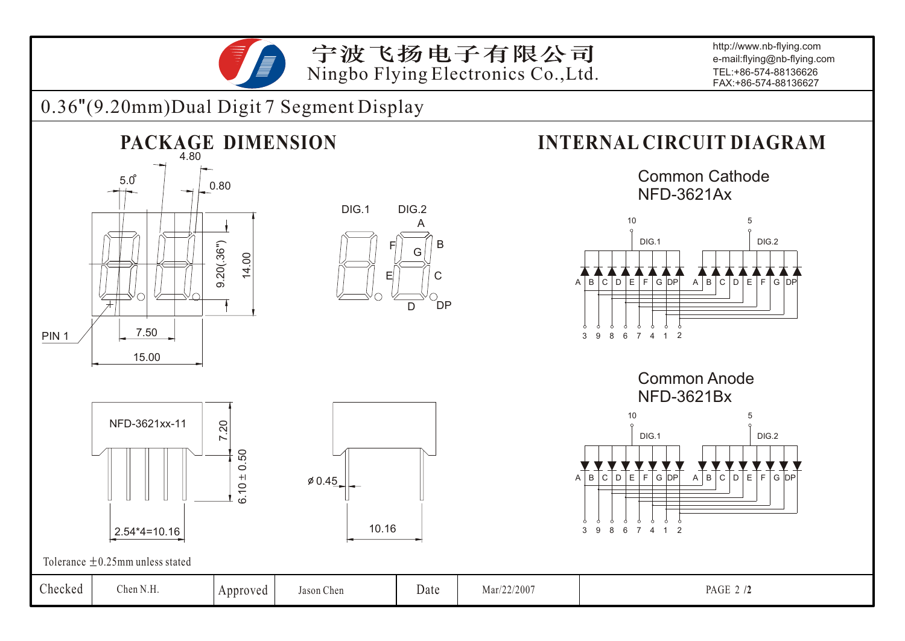宁波飞扬电子有限公司
Ningbo Flying Electronics Co.,Ltd.

http://www.nb-flying.com
e-mail:flying@nb-flying.com
TEL:+86-574-88136626
FAX:+86-574-88136627

# 0.36"(9.20mm)Dual Digit 7 Segment Display

## PACKAGE DIMENSION

4.80
5.0°
0.80
9.20(.36")
14.00
PIN 1
7.50
15.00

DIG.1
DIG.2
A
B
F
G
E
C
D
DP

NFD-3621xx-11
7.20
6.10 ± 0.50
2.54*4=10.16
ø0.45
10.16

## INTERNAL CIRCUIT DIAGRAM

Common Cathode
NFD-3621Ax

10
5
DIG.1
DIG.2
A B C D E F G DP A B C D E F G DP
3 9 8 6 7 4 1 2

Common Anode
NFD-3621Bx

10
5
DIG.1
DIG.2
A B C D E F G DP A B C D E F G DP
3 9 8 6 7 4 1 2

Tolerance ±0.25mm unless stated

| | | | | | | |
|---|---|---|---|---|---|---|
| Checked | Chen N.H. | Approved | Jason Chen | Date | Mar/22/2007 | PAGE 2 /2 |